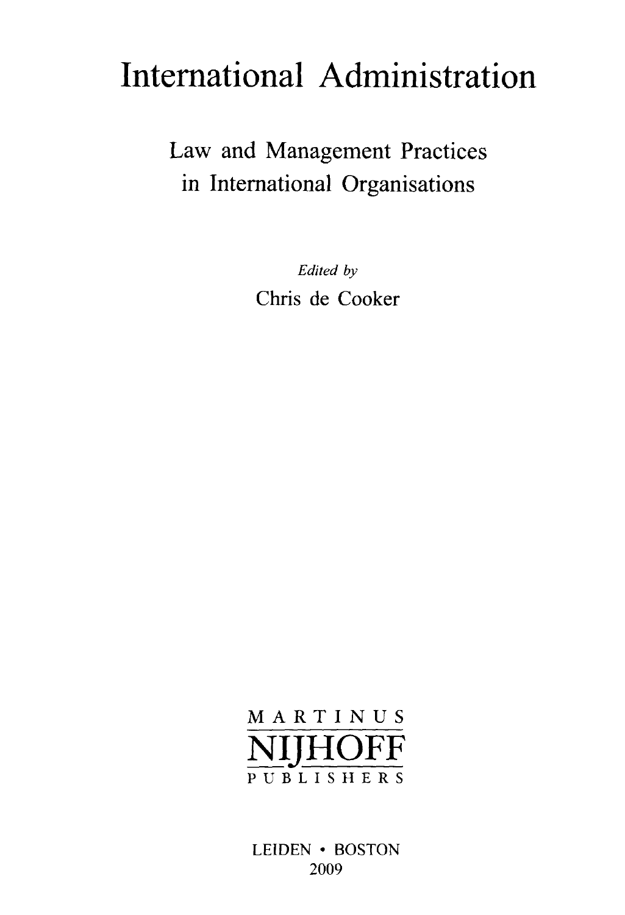# International Administration

## Law and Management Practices in International Organisations

*Edited by*

Chris de Cooker

MARTINUS NIJHOFF PUBLISHERS

LEIDEN • BOSTON
2009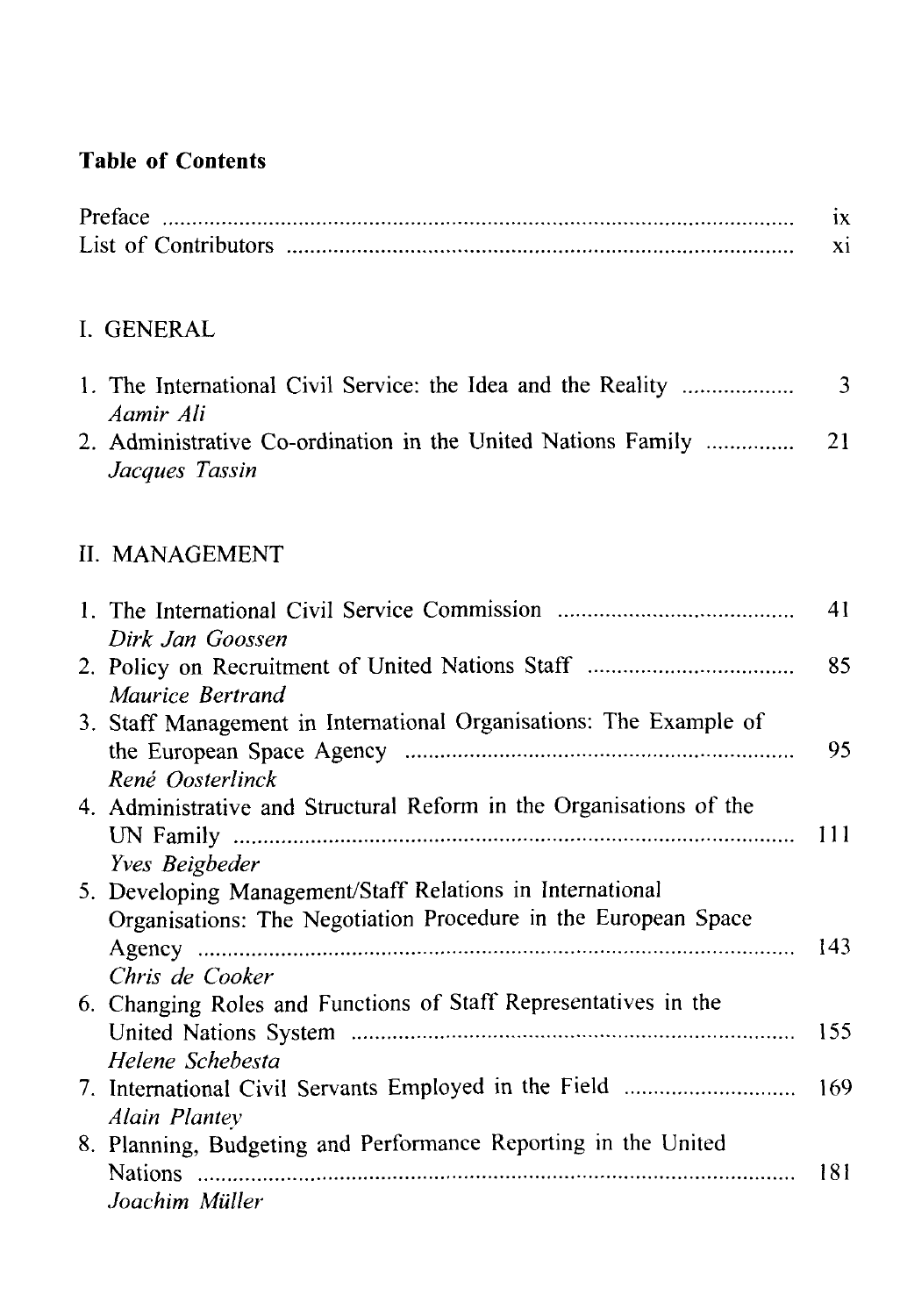## Table of Contents

Preface ... ix
List of Contributors ... xi

### I. GENERAL

1. The International Civil Service: the Idea and the Reality ... 3
   *Aamir Ali*
2. Administrative Co-ordination in the United Nations Family ... 21
   *Jacques Tassin*

### II. MANAGEMENT

1. The International Civil Service Commission ... 41
   *Dirk Jan Goossen*
2. Policy on Recruitment of United Nations Staff ... 85
   *Maurice Bertrand*
3. Staff Management in International Organisations: The Example of the European Space Agency ... 95
   *René Oosterlinck*
4. Administrative and Structural Reform in the Organisations of the UN Family ... 111
   *Yves Beigbeder*
5. Developing Management/Staff Relations in International Organisations: The Negotiation Procedure in the European Space Agency ... 143
   *Chris de Cooker*
6. Changing Roles and Functions of Staff Representatives in the United Nations System ... 155
   *Helene Schebesta*
7. International Civil Servants Employed in the Field ... 169
   *Alain Plantey*
8. Planning, Budgeting and Performance Reporting in the United Nations ... 181
   *Joachim Müller*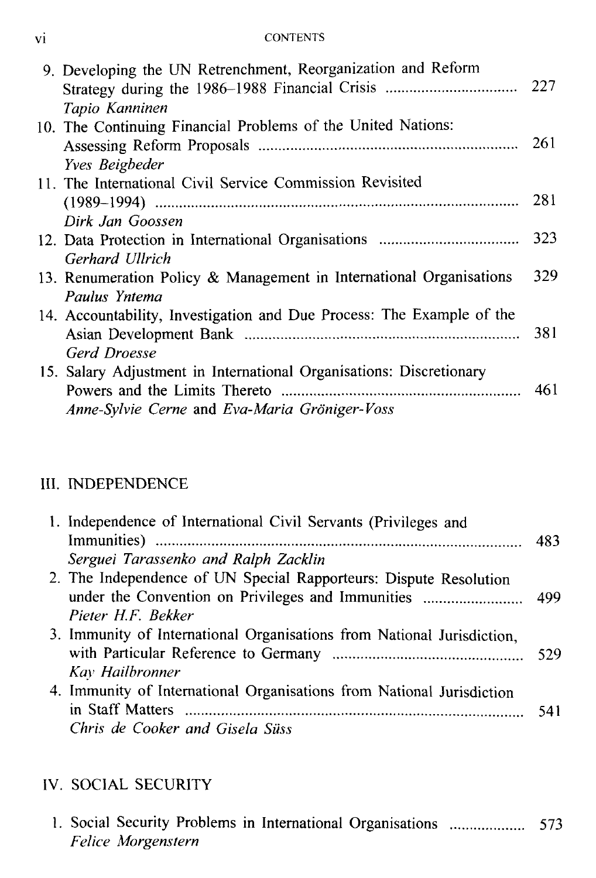9. Developing the UN Retrenchment, Reorganization and Reform Strategy during the 1986–1988 Financial Crisis ..... 227
   *Tapio Kanninen*
10. The Continuing Financial Problems of the United Nations: Assessing Reform Proposals ..... 261
    *Yves Beigbeder*
11. The International Civil Service Commission Revisited (1989–1994) ..... 281
    *Dirk Jan Goossen*
12. Data Protection in International Organisations ..... 323
    *Gerhard Ullrich*
13. Renumeration Policy & Management in International Organisations ..... 329
    *Paulus Yntema*
14. Accountability, Investigation and Due Process: The Example of the Asian Development Bank ..... 381
    *Gerd Droesse*
15. Salary Adjustment in International Organisations: Discretionary Powers and the Limits Thereto ..... 461
    *Anne-Sylvie Cerne* and *Eva-Maria Gröniger-Voss*

## III. INDEPENDENCE

1. Independence of International Civil Servants (Privileges and Immunities) ..... 483
   *Serguei Tarassenko and Ralph Zacklin*
2. The Independence of UN Special Rapporteurs: Dispute Resolution under the Convention on Privileges and Immunities ..... 499
   *Pieter H.F. Bekker*
3. Immunity of International Organisations from National Jurisdiction, with Particular Reference to Germany ..... 529
   *Kay Hailbronner*
4. Immunity of International Organisations from National Jurisdiction in Staff Matters ..... 541
   *Chris de Cooker and Gisela Süss*

## IV. SOCIAL SECURITY

1. Social Security Problems in International Organisations ..... 573
   *Felice Morgenstern*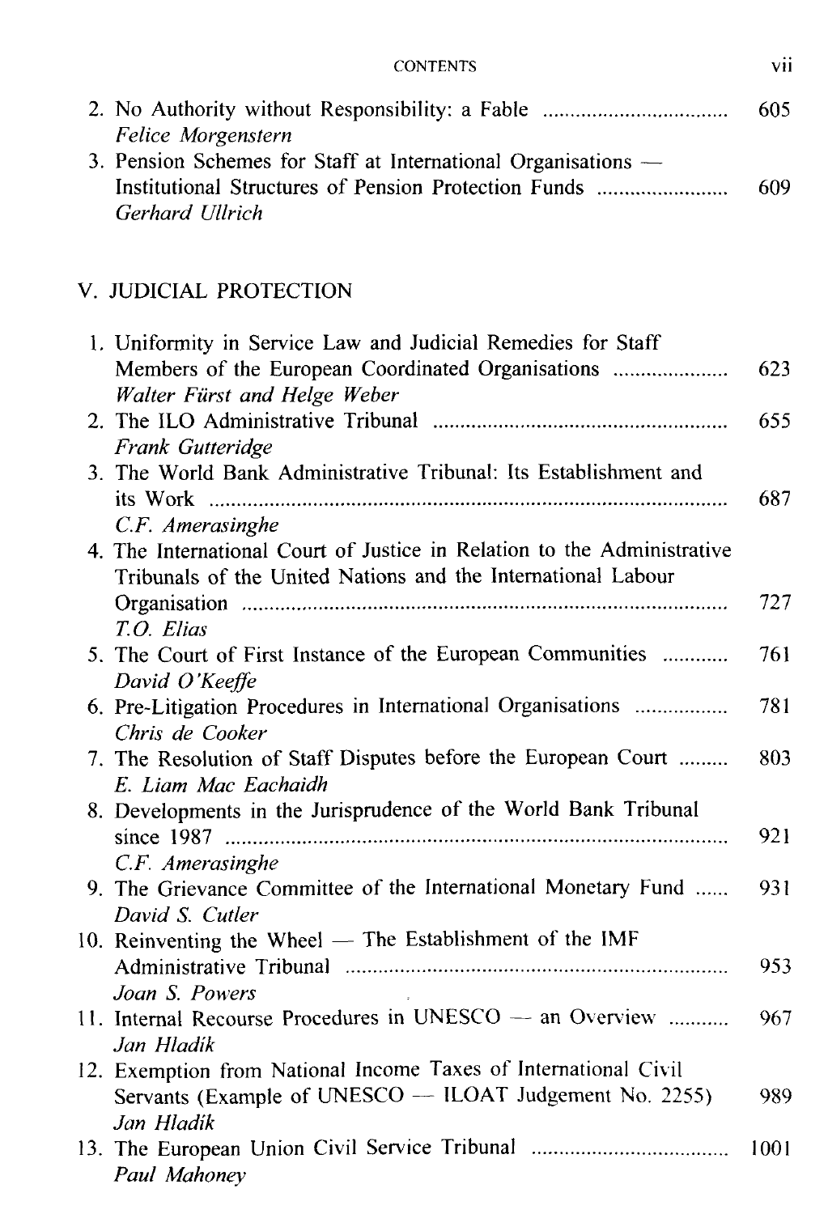2. No Authority without Responsibility: a Fable ................................. 605
*Felice Morgenstern*
3. Pension Schemes for Staff at International Organisations — Institutional Structures of Pension Protection Funds ........................ 609
*Gerhard Ullrich*

## V. JUDICIAL PROTECTION

1. Uniformity in Service Law and Judicial Remedies for Staff Members of the European Coordinated Organisations ..................... 623
*Walter Fürst and Helge Weber*
2. The ILO Administrative Tribunal ..................................................... 655
*Frank Gutteridge*
3. The World Bank Administrative Tribunal: Its Establishment and its Work ............................................................................................ 687
*C.F. Amerasinghe*
4. The International Court of Justice in Relation to the Administrative Tribunals of the United Nations and the International Labour Organisation ........................................................................................ 727
*T.O. Elias*
5. The Court of First Instance of the European Communities ............ 761
*David O'Keeffe*
6. Pre-Litigation Procedures in International Organisations ................ 781
*Chris de Cooker*
7. The Resolution of Staff Disputes before the European Court ......... 803
*E. Liam Mac Eachaidh*
8. Developments in the Jurisprudence of the World Bank Tribunal since 1987 .......................................................................................... 921
*C.F. Amerasinghe*
9. The Grievance Committee of the International Monetary Fund ...... 931
*David S. Cutler*
10. Reinventing the Wheel — The Establishment of the IMF Administrative Tribunal ..................................................................... 953
*Joan S. Powers*
11. Internal Recourse Procedures in UNESCO — an Overview ........... 967
*Jan Hladik*
12. Exemption from National Income Taxes of International Civil Servants (Example of UNESCO — ILOAT Judgement No. 2255) 989
*Jan Hladik*
13. The European Union Civil Service Tribunal ................................... 1001
*Paul Mahoney*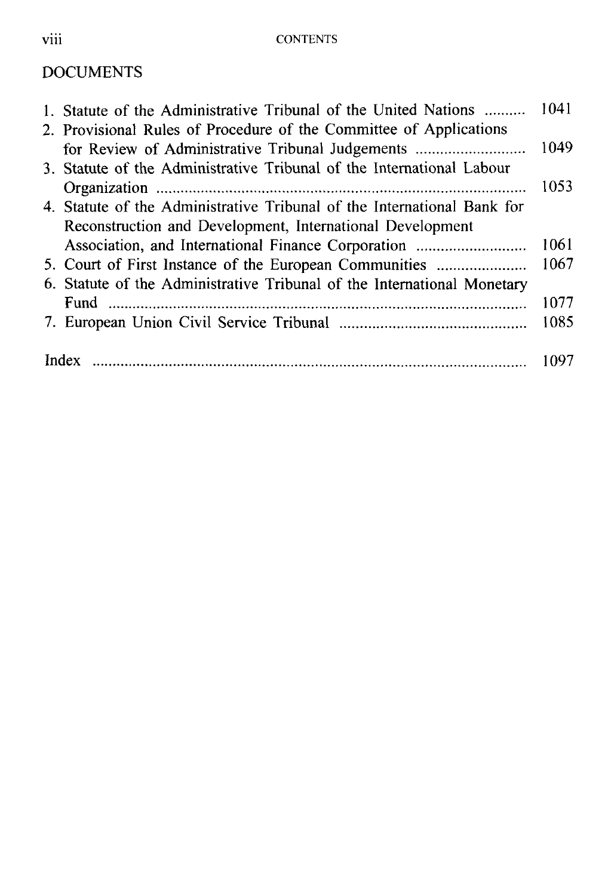## DOCUMENTS

| | |
|---|---|
| 1. Statute of the Administrative Tribunal of the United Nations | 1041 |
| 2. Provisional Rules of Procedure of the Committee of Applications for Review of Administrative Tribunal Judgements | 1049 |
| 3. Statute of the Administrative Tribunal of the International Labour Organization | 1053 |
| 4. Statute of the Administrative Tribunal of the International Bank for Reconstruction and Development, International Development Association, and International Finance Corporation | 1061 |
| 5. Court of First Instance of the European Communities | 1067 |
| 6. Statute of the Administrative Tribunal of the International Monetary Fund | 1077 |
| 7. European Union Civil Service Tribunal | 1085 |
| Index | 1097 |